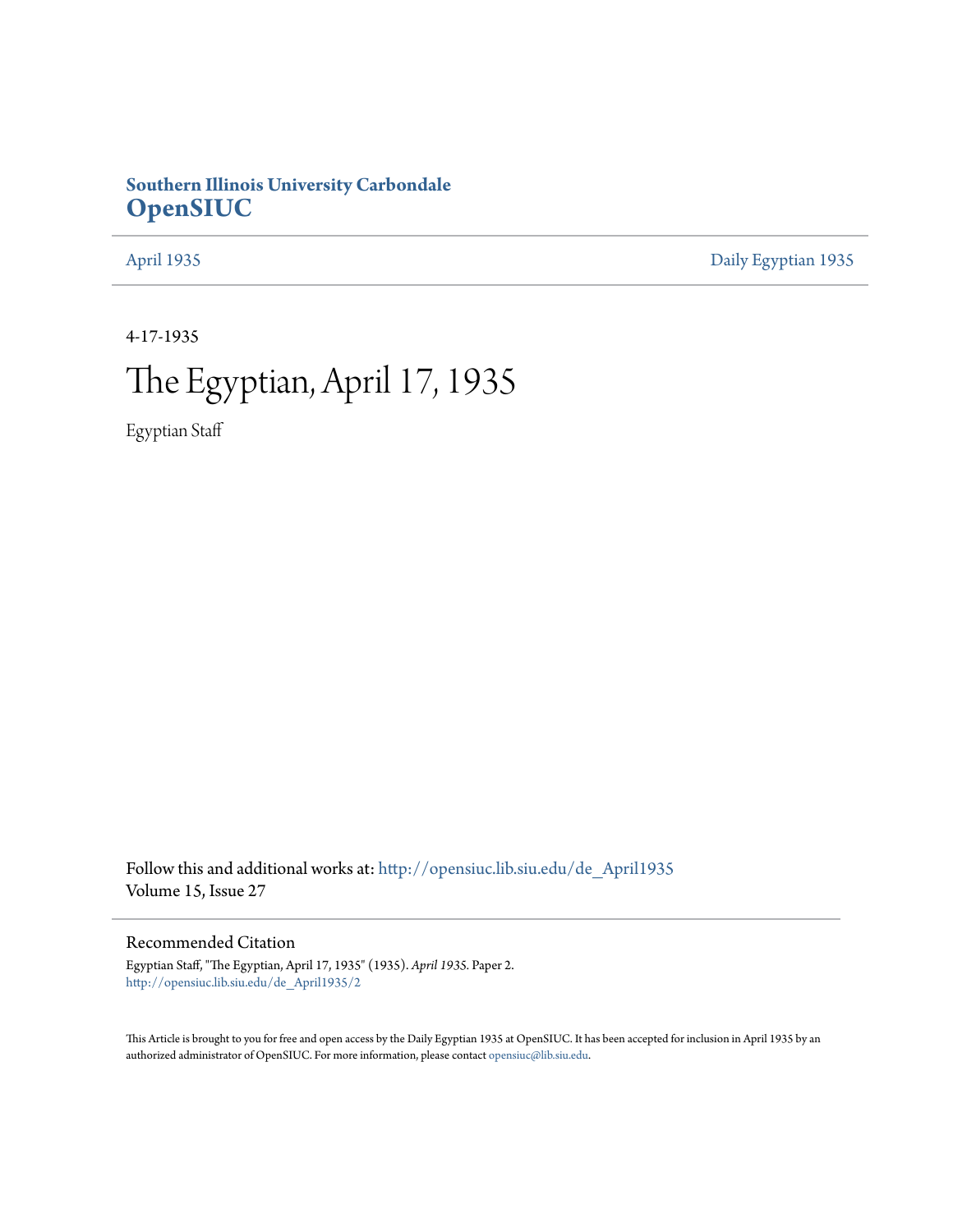**Southern Illinois University Carbondale**
**OpenSIUC**

April 1935 | Daily Egyptian 1935

4-17-1935

# The Egyptian, April 17, 1935

Egyptian Staff

Follow this and additional works at: http://opensiuc.lib.siu.edu/de_April1935
Volume 15, Issue 27

## Recommended Citation

Egyptian Staff, "The Egyptian, April 17, 1935" (1935). *April 1935.* Paper 2.
http://opensiuc.lib.siu.edu/de_April1935/2

This Article is brought to you for free and open access by the Daily Egyptian 1935 at OpenSIUC. It has been accepted for inclusion in April 1935 by an authorized administrator of OpenSIUC. For more information, please contact opensiuc@lib.siu.edu.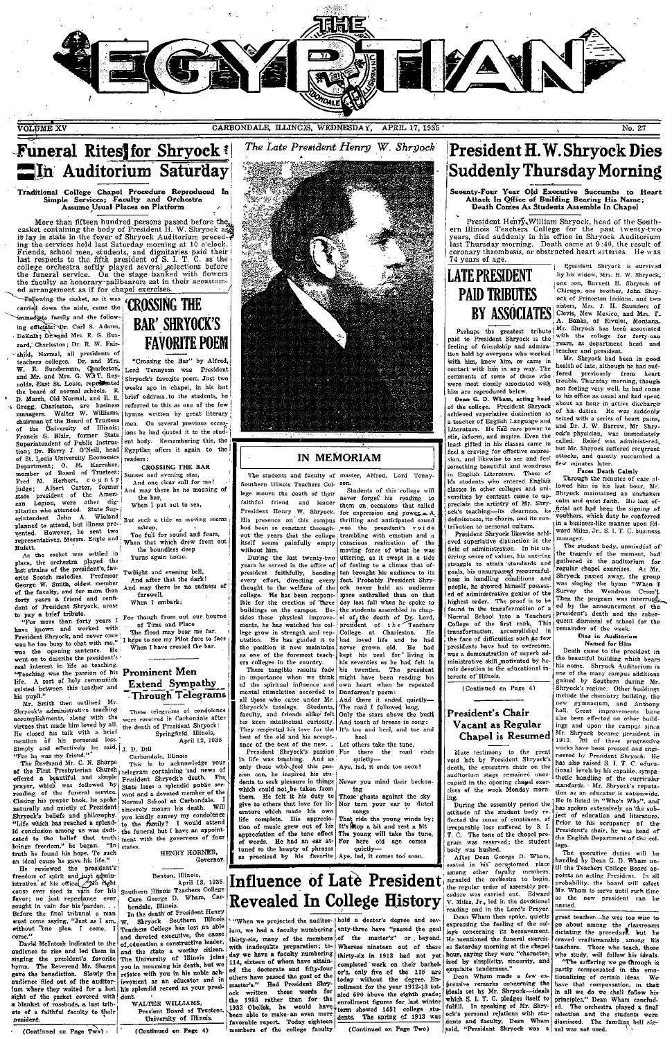# THE EGYPTIAN

VOLUME XV — CARBONDALE, ILLINOIS, WEDNESDAY, APRIL 17, 1935 — No. 27

## Funeral Rites for Shryock In Auditorium Saturday

### Traditional College Chapel Procedure Reproduced In Simple Services; Faculty and Orchestra Assume Usual Places on Platform

More than fifteen hundred persons passed before the casket containing the body of President H. W. Shryock as it lay in state in the foyer of Shryock Auditorium preceding the services held last Saturday morning at 10 o'clock. Friends, school men, students, and dignitaries paid their last respects to the fifth president of S. I. T. C. as the college orchestra softly played several selections before the funeral service. On the stage banked with flowers the faculty as honorary pallbearers sat in their accustomed arrangement as if for chapel exercises.

Following the casket, as it was carried down the aisle, came the immediate family and the following officials: Dr. Carl S. Adams, DeKalb; Dr. and Mrs. R. G. Buzzard, Charleston; Dr. R. W. Fairchild, Normal, all presidents of teachers colleges. Dr. and Mrs. W. E. Sunderman, Charleston, and Mr. and Mrs. G. W. T. Reynolds, East St. Louis, represented the board of normal schools. R. D. Marsh, Old Normal, and R. E. Gregg, Charleston, are business managers. Walter W. Williams, chairman of the Board of Trustees of the University of Illinois; Francis G. Blair, former State Superintendent of Public Instruction; Dr. Harry J. O'Neill, head of St. Louis University Economics Department; O. M. Karraker, member of Board of Trustees; Fred M. Herbert, county judge; Albert Carter, former state president of the American Legion, were other dignitaries who attended. State Superintendent John A. Wieland planned to attend, but illness prevented. However, he sent two representatives, Messrs. Engle and Hulett.

As the casket was placed in place, the orchestra played the last strains of the president's favorite Scotch melodies. Professor George W. Smith, oldest member of the faculty, and for more than forty years a friend and confidant of President Shryock, arose to pay a brief tribute.

"For more than forty years I have known and worked with President Shryock, and never once was he too busy to chat with me," was the opening sentence. He went on to describe the president's real interest in life as teaching. "Teaching was the passion of his life. A sort of holy communion existed between this teacher and his pupil."

Mr. Smith then outlined Mr. Shryock's administrative teaching accomplishments, along with the virtues that made him loved by all. He closed his talk with a brief mention of his personal loss. Simply and effectively he said, "Poe he was my friend."

The Reverend Mr. C. N. Sharpe of the First Presbyterian Church offered a beautiful and simple prayer, which was followed by reading of the funeral service. Closing his prayer book, he spoke naturally and quietly of President Shryock's beliefs and philosophy. "Life which has reached a splendid conclusion among us was dedicated to the belief that truth brings freedom," he began. "In truth he found his hope. To such an ideal cause he gave his life."

He reviewed the president's freedom of spirit and just administration of his office. "No right cause ever sued in vain for his favor; no just repentance ever sought in vain for his pardon. . . Before the final tribunal a man must come saying, "Just as I am, without one plea. I come, I come."

David McIntosh indicated to the audience to rise and led them in singing the president's favorite hymn. The Reverend Mr. Sharpe gave the benediction. Slowly the audience filed out of the auditorium where they waited for a last sight of the casket covered with a blanket of rosebuds, a last tribute of a faithful faculty to their president.

(Continued on Page Two)

---

*The Late President Henry W. Shryock*

---

## 'CROSSING THE BAR' SHRYOCK'S FAVORITE POEM

"Crossing the Bar" by Alfred, Lord Tennyson was President Shryock's favorite poem. Just two weeks ago in chapel, in his last brief address to the students, he referred to this as one of the few hymns written by great literary men. On several previous occasions he had quoted it to the student body. Remembering this, the Egyptian offers it again to the readers:

**CROSSING THE BAR**

Sunset and evening star,
And one clear call for me!
And may there be no moaning of the bar,
When I put out to sea,

But such a tide as moving seems asleep,
Too full for sound and foam,
When that which drew from out the boundless deep
Turns again home.

Twilight and evening bell,
And after that the dark!
And may there be no sadness of farewell,
When I embark;

For though from out our bourne of Time and Place
The flood may bear me far,
I hope to see my Pilot face to face
When I have crossed the bar.

## Prominent Men Extend Sympathy Through Telegrams

These telegrams of condolence were received in Carbondale after the death of President Shryock:

Springfield, Illinois,
April 12, 1935

J. D. Dill
Carbondale, Illinois

This is to acknowledge your telegram containing sad news of President Shryock's death. The State loses a splendid public servant and a devoted member of the Normal School at Carbondale. I sincerely mourn his death. Will you kindly convey my condolence to the family? I would attend the funeral but I have an appointment with the governors of four states.

HENRY HORNER,
Governor.

Benton, Illinois,
April 13, 1935

Southern Illinois Teachers College
Care George D. Wham, Carbondale, Illinois.

In the death of President Henry W. Shryock Southern Illinois Teachers College has lost an able and devoted executive, the cause of education a constructive leader, and the state a worthy citizen. The University of Illinois joins you in mourning his death, but we rejoice with you in his noble achievement as an educator and in his splendid record as your president.

WALTER WILLIAMS,
President Board of Trustees, University of Illinois.

(Continued on Page 4)

---

## IN MEMORIAM

The students and faculty of Southern Illinois Teachers College mourn the death of their faithful friend and leader President Henry W. Shryock. His presence on this campus had been so constant throughout the years that the college itself seems painfully empty without him.

During the last twenty-two years he served in the office of president faithfully, bending every effort, directing every thought to the welfare of the college. He has been responsible for the erection of three buildings on the campus. Besides these physical improvements, he has watched his college grow in strength and reputation. He has guided it to the position it now maintains as one of the foremost teachers colleges in the country.

These tangible results fade in importance when we think of the spiritual influence and mental stimulation accorded to all those who came under Mr. Shryock's tutelage. Students, faculty, and friends alike felt his keen intellectual curiosity. They respected his love for the best of the old and his acceptance of the best of the new.

President Shryock's passion in life was teaching. And as only those who feel this passion can, he inspired his students to seek pleasure in things which could not be taken from them. He felt it his duty to give to others that love for literature which made his own life complete. His appreciation of music grew out of his appreciation of the tone effect of words. He had an ear attuned to the beauty of phrases as practiced by his favorite master, Alfred, Lord Tennyson.

Students of this college will never forget his reading to them on occasions that called for expression and power. A thrilling and anticipated sound was the president's voice trembling with emotion and a conscious realization of the moving force of what he was uttering, as it swept in a tide of feeling to a climax that often brought his audience to its feet. Probably President Shryock never held an audience more enthralled than on that day last fall when he spoke to the students assembled in chapel of the death of Dr. Lord, president of the Teachers College at Charleston. He had loved life and he had never grown old. He had kept his zeal for living in his seventies as he had felt it in his twenties. The president might have been reading his own heart when he repeated Danfarron's poem:

And there it ended quietly—
The road I followed long.
Only the stars above the bush
And touch of breeze in song:
It's toe and heel, and toe and heel
Let others take the tune,
For there the road ends quietly—
Aye, lad, it ends too soon!

Never you mind their beckoning
Those ghosts against the sky
Nor turn your ear to fluted songs
That ride the young winds by;
It's stop a bit and rest a bit
The young will take the tune,
For here old age comes quietly—
Aye, lad, it comes too soon.

## Influence of Late President Revealed In College History

"When we projected the auditorium, we had a faculty numbering thirty-six, many of the members with inadequate preparation; today we have a faculty numbering 114, sixteen of whom have attained the doctorate and fifty-four others have passed the goal of the master's." Had President Shryock written those words for the 1936 rather than for the 1933 Obelisk, he would have been able to make an even more favorable report. Today eighteen members of the college faculty hold a doctor's degree and seventy-three have "passed the goal of the master's" or beyond. Whereas nineteen out of these thirty-six in 1913 had not yet completed work on their bachelor's, only five of the 115 are today without the degree. Enrollment for the year 1912-13 totaled 590 above the eighth grade; enrollment figures for last winter term showed 1451 college students. The spring of 1913 was

(Continued on Page Two)

---

## President H. W. Shryock Dies Suddenly Thursday Morning

### Seventy-Four Year Old Executive Succumbs to Heart Attack In Office of Building Bearing His Name; Death Comes As Students Assemble In Chapel

President Henry William Shryock, head of the Southern Illinois Teachers College for the past twenty-two years, died suddenly in his office in Shryock Auditorium last Thursday morning. Death came at 9:40, the result of coronary thrombosis, or obstructed heart arteries. He was 74 years of age.

President Shryock is survived by his widow, Mrs. H. W. Shryock, one son, Burnett H. Shryock of Chicago, one brother, John Shryock of Princeton Indiana, and two sisters, Mrs. J. H. Saunders of Clovis, New Mexico, and Mrs. F. A. Banks, of Rivulet, Montana. Mr. Shryock has been associated with the college for forty-one years, as department head and teacher and president.

Mr. Shryock had been in good health of late, although he had suffered previously from heart trouble. Thursday morning, though not feeling very well, he had come to his office as usual and had spent about an hour in active discharge of his duties. He was suddenly seized with a series of heart pains, and Dr. J. W. Barrow, Mr. Shryock's physician, was immediately called. Relief was administered, but Mr. Shryock suffered recurrent attacks, and quietly succumbed a few minutes later.

### Faces Death Calmly

Through the minutes of ease allowed him in his last hour, Mr. Shryock maintained an unshaken calm and quiet faith. His last official act had been the signing of vouchers, which duty he conferred in a business-like manner upon Edward Miles, Jr., S. I. T. C. business manager.

The student body, unmindful of the tragedy of the moment, had gathered in the auditorium for regular chapel exercises. As Mr. Shryock passed away, the group was singing the hymn "When I Survey the Wondrous Cross". Then the program was interrupted by the announcement of the president's death and the subsequent dismissal of school for the remainder of the week.

### Dies in Auditorium Named for Him

Death came to the president in the beautiful building which bears his name. Shryock Auditorium is one of the many campus additions gained by Southern during Mr. Shryock's regime. Other buildings include the chemistry building, the new gymnasium, and Anthony Hall. Great improvements have also been effected on other buildings and upon the campus since Mr. Shryock became president in 1913. All of these progressive works have been pressed and engineered by President Shryock. He has also raised S. I. T. C. educational levels by his capable, sympathetic handling of the curricular standards. Mr. Shryock's reputation as an educator is nationwide. He is listed in "Who's Who", and has spoken extensively on the subject of education and literature. Prior to his occupancy of the President's chair, he was head of the English Department of the college.

The executive duties will be handled by Dean G. D. Wham until the Teachers College Board appoints an acting President. In all probability, the board will select Mr. Wham to serve until such time as the new president can be named.

## LATE PRESIDENT PAID TRIBUTES BY ASSOCIATES

Perhaps the greatest tribute paid to President Shryock is the feeling of friendship and admiration held by everyone who worked with him, knew him, or came in contact with him in any way. The comments of some of those who were most closely associated with him are reproduced below.

**Dean G. D. Wham, acting head of the college.** President Shryock achieved superlative distinction as a teacher of English Language and Literature. He had rare power to stir, inform, and inspire. Even the least gifted in his classes came to feel a craving for effective expression, and likewise to see and feel something beautiful and wondrous in English Literature. Those of his students who entered English classes in other colleges and universities by contrast came to appreciate the artistry of Mr. Shryock's teaching—its clearness, its definiteness, its charm, and its contribution to personal culture.

President Shryock likewise achieved superlative distinction in the field of administration. In his undying sense of values, his untiring struggle to attain standards and goals, his unsurpassed resourcefulness in handling conditions and people, he showed himself possessed of administrative genius of the highest order. The proof is to be found in the transformation of a Normal School into a Teachers College of the first rank. This transformation, accomplished in the face of difficulties such as few presidents have had to overcome, was a demonstration of superb administrative skill motivated by heroic devotion to the educational interests of Illinois.

(Continued on Page 4)

## President's Chair Vacant as Regular Chapel is Resumed

Mute testimony to the great void left by President Shryock's death, the executive chair on the auditorium stage remained unoccupied in the opening chapel exercises of the week Monday morning.

During the assembly period the attitude of the student body reflected the sense of emptiness, of irreparable loss suffered by S. I. T. C. The tone of the chapel program was reserved; the student body was hushed.

After Dean George D. Wham, seated in his accustomed place among other faculty members, signaled the orchestra to begin, the regular order of assembly procedure was carried out. Edward V. Miles, Jr., led in the devotional reading and in the Lord's Prayer.

Dean Wham then spoke, quietly expressing the feeling of the college concerning its bereavement. He mentioned the funeral exercises Saturday morning at the chapel hour, saying they were "characterized by simplicity, sincerity, and exquisite tenderness."

Dean Wham made a few expressive remarks concerning the ideals set by Mr. Shryock—ideals which S. I. T. C. pledges itself to fulfill. In speaking of Mr. Shryock's personal relations with students and faculty, Dean Wham said, "President Shryock was a great teacher—he was too wise to go about among the classrooms dictating the procedure, but he craved craftsmanship among his teachers. Those who teach, those who study, will follow his ideals.

"The suffering we go through is partly compensated in the emotionalizing of certain ideas. We have that compensation, in that in all we do we shall follow his principles," Dean Wham concluded. The orchestra played a final selection and the students were dismissed. The familiar bell signal was not used.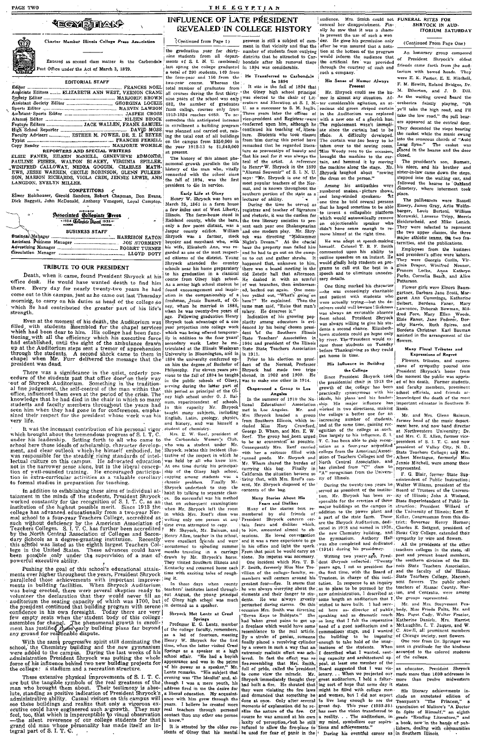# THE EGYPTIAN

Charter Member Illinois College Press Association

Entered as second class matter in the Carbondale Post Office under the Act of March 3, 1879.

## EDITORIAL STAFF

Editor .......... FRANCES NOEL
Associate Editors .......... ELIZABETH ANN WEST, VERNON CRANE
Society Editor .......... MARJORIE BROWN
Assistant Society Editor .......... GEORGIA LOCKIE
Sports Editor .......... MARVIN LAWSON
Assistant Sports Editor .......... JASPER CROSS
Alumni Editor .......... EILEEN BROCK
Feature Editors .......... JACK WALLEN, FRANK SAMUEL
High School Reporter .......... DAVID MOSS
Faculty Advisers .......... ESTHER M. POWER, DR. R. L. BEYER
Typist .......... FRANCES FERRILL
Copy Reader .......... MARJORIE WOMBLE

### REPORTERS AND SPECIAL WRITERS

ELSIE FANER, EILEEN McNEILL, GENEVIEVE EDMONDS, PAULINE FISHER, WALTON BLAKEY, VIRGINIA SPILLER, WINIFRED CALLOWAY, NEDRA GOGGIN, CHARLES MATHEWS, JESSE WARREN, CECILE ROBINSON, GLENN FULKERSON, MARION RICHARDS, VIOLA CRIM, JENNIE LEWIS, ANN LANGDON, EVELYN MILLER.

### COMPETITORS

Elmer Holshouser, Garold Sanders, Robert Chapman, Don Evans, Dick Baggott, John McDonald, Anthony Venegoni, Loyal Compton.

Member Associated Collegiate Press — 1934 Collegiate Digest 1935

## BUSINESS STAFF

Business Manager .......... HARRISON EATON
Assistant Business Manager .......... JOE STORMENT
Advertising Manager .......... ROBERT TURNER
Circulation Manager .......... LLOYD DOTY

## TRIBUTE TO OUR PRESIDENT

Death, when it came, found President Shryock at his office desk. He would have wanted death to find him there. Every day for nearly twenty-two years he had come out to this campus, just as he came out last Thursday morning, to carry on his duties as head of the college to which he had contributed the greater part of his life's strength.

Even at the moment of his death, the Auditorium was filled with students assembled for the chapel services which had been dear to him. His college had been functioning with all the efficiency which his executive force had established, until the sight of the ambulance drawn up at the Auditorium steps sent a tremor of apprehension through the students. A second shock came to them in chapel when Mr. Furr delivered the message that the president was dead.

There was a significance in the quiet, orderly procedure of the students past that office door on their way out of Shryock Auditorium. Something in the traditional fine judgement, the self-control of the man within that office, influenced them even at the period of the crisis. The knowledge that he had died in the chair in which so many students and faculty members throughout the years had seen him when they had gone in for conferences, emphasized their respect for the president whose work was his very life.

It was the incessant contribution of his personal vigor which brought about the tremendous progress of S. I. T. C. under his leadership. Setting forth to all who came to school here those ideals of scholarship, character development, and clear outlook which he himself embodied, he was responsible for the steadily rising standards of intellectual culture on this campus. He advocated education not in the narrower sense alone, but in the liberal conception of well-rounded training. He encouraged participation in extra-curricular activities as a valuable corollary to formal studies in preparation for teaching.

In addition to establishing these aims of individual attainment in the minds of the students, President Shryock worked constantly for the recognition of S. I. T. C. as an institution of the highest possible merit. Since 1913 the college has advanced educationally from a two-year Normal school to a four-year Teachers College, accredited as such without deficiency by the American Association of Teachers Colleges. S. I. T. C. has further been accredited by the North Central Association of Colleges and Secondary Schools as a degree-granting institution. Recently this school was listed as the eighth largest Teachers College in the United States. These advances could have been possible only under the supervision of a man of powerful executive ability.

Pushing the goal of this school's educational attainments ever higher throughout the years, President Shryock paralleled those achievements with important improvements in building facilities. When Shryock Auditorium was being erected, there were several skeptics ready to volunteer the declaration that they would never fill an auditorium the seating capacity of which was 1700, but the president continued that building program with serene confidence in his own foresight. Today there are very few empty seats when the student body of this college assembles for chapel. The phenomenal growth in enrollment has justified those early building plans far beyond any ground for reasonable dispute.

With the same progressive spirit still dominating the school, the Chemistry building and the new gymnasium were added to the campus. During the last weeks of his administration President Shryock was putting the whole force of his influence behind two new building projects for the college: a stadium and a recreation structure.

These extensive physical improvements of S. I. T. C. are but the tangible symbols of the real greatness of the man who brought them about. Their testimony is absolute, standing as positive indication of President Shryock's administrative ability. Casual visitors on this campus will see these buildings and realize that only a vigorous executive could have engineered such a growth. They may feel, too, that which is imperceptible to visual observation—the silent reverence of our college students for that grand old man whose personality has made itself an integral part of S. I. T. C.

# INFLUENCE OF LATE PRESIDENT REVEALED IN COLLEGE HISTORY

(Continued from Page 1)

the graduation year for thirty-nine students from all departments of S. I. N. U. combined; last spring the college graduated a total of 290 students, 140 from the four-year and 150 from the two-year course. Whereas the total number of graduates from all courses during the first thirty-nine years of the school was only 682, the number of graduates from college courses only from 1913-1934 reaches 4469. To accomodate this anticipated increase in enrollment a building program was planned and carried out, raising the total cost of all buildings on the campus from $350,000 in the year 1912-13 to $1,040,000 at present.

The history of this almost phenomenal growth parallels the life history of the man who, vitally connected with the school since the fall of 1894, was the first president to die in service.

### Early Life at Olney

Henry W. Shryock was born on March 25, 1861 in a farm house a few miles east of West Liberty, Illinois. The farm-house stood in Richland county, while the barn, only a few paces distant, was a Jasper county edifice. William Shryock was a farmer, stock breeder and merchant who, with his wife, Elizabeth Ann, was regarded as one of the most respected citizens of the district. Young Shryock attended the country schools near his home preparatory to his graduation in a classical course from Olney high school. As a senior high school student he found encouragement and inspiration in the companionship of a freshman, Jessie Burnett, of Olney, whom he married in 1886, when he was twenty-five years of age. Following graduation Henry Shryock took advantage of a one year projection into college work which was being offered temporarily in addition to the four years' secondary work. Later he matriculated at the Illinois Wesleyan University in Bloomington, and in 1894 the university conferred upon him the degree of Bachelor of Philosophy. For eleven years previous to the fall of 1894 he taught in the public schools of Olney, serving during the latter part of this period as principal of the Olney high school under O. J. Bainum, superintendent of schools. In this capacity Mr. Shryock taught many subjects, including English, Latin, geology, physics, and history, and was himself a student of chemistry.

Mrs. E. W. Reef, president of the Carbondale Women's Club, who was a student under Mr. Shryock, relates this incident illustrative of the respect in which he was held by all who knew him. At one time during his principalship of the Olney high school, copying among students was a chronic problem. Finally Mr. Shryock undertook to stop the habit by talking to separate classes. So successful was his method that on subsequent examinations when Mr. Shryock left the room in which Mrs. Reef's class was writing only one person at any time even attempted to copy.

Mr. Shryock, Mr. Bainum, and Henry Allen, teacher in the school, were excellent friends and were accustomed to spending summer months traveling in a carriage drawn by Mr. Shryock's horse. They visited Southern Illinois and Kentucky and returned home each time with exciting tales of roughing it.

In those days when county teachers' institutes lasted throughout August, the young principal of Olney high school was much in demand as a speaker.

### Shryock Met Lentz at Creal Springs

Professor E. G. Lentz, member of the college faculty, remembers, as a lad of fourteen, meeting Henry W. Shryock for the first time, when the latter visited Creal Springs as a speaker at a high school affair. "He had a boyish appearance and was in the prime of his power as a speaker," Mr. Lentz remarks. "His subject that evening was 'The Idealist' and, although I was a mere youth, his address fired in me the desire for a liberal education. My acquaintance with him grew through the years. I believe he created more real teachers through personal contact than any other one person I know."

It is attested by the older residents of Olney that his mental prowess is still a subject of comment in that vicinity and that the number of students from outlying districts that he attracted to Carbondale after his removal there in 1894 was considerable.

### He Transferred to Carbondale In 1894

It was in the fall of 1894 that the Olney high school principal was elected to the chair of Literature and Elocution at S. I. N. U. as a successor to S. M. Inglis. Three years later the offices of vice-president and Registrar were conferred upon him, although he continued his teaching of literature. Students who took classes from him during this period have remarked that he regarded literature as provocative of beauty and that his zeal for it was always the zeal of the artist. A reference to Henry W. Shryock in the 1899 "Alumni Souvenir" of S. I. N. U. says: "Mr. Shryock is one of the most popular teachers of the Normal, and is known throughout the southern portion of the state as a lecturer of ability."

During the time he served as registrar and teacher of literature and rhetoric, it was the custom for the two literary societies to present each year one Shakespearian and one modern play. Mr. Shryock was directing "Midsummer Night's Dream." At the crucial hour the property man failed him and he had to go out on the campus to cut and gather shrubs. It happened that, unknown to him, there was a board meeting in the old Zetetic hall that afternoon. He dashed in with an armful of wet branches, then embarrassed, backed out again. One member yelled out, "What's going on here?" He explained. Then the same man said, "Raise that man's salary. He deserves it."

Indication of his growing popularity among educators is evidenced by his being chosen president of the Southern Illinois State Teachers' Association in 1904 and president of the Illinois State State Teachers Association in 1911.

Prior to his election as president of the Normal, Professor Shryock had made two trips abroad, in 1902 and 1909. He was to make one other in 1914.

### Chaperoned a Group to Los Angeles

In the summer of 1910 the National Educational Association met in Los Angeles. Mr. and Mrs. Shryock headed a group from Southern Illinois, which included Miss Mary Crawford, George D. Wham, and Mrs. E. W. Reef. The group had been urged to be as economical as possible. Consequently Mrs. Reef carried with her a suitcase filled with canned goods. Mr. Shryock and Mr. Wham shared the burden of carrying this bag. Finally in California the situation became so tiring that, with Mrs. Reef's consent, Mr. Shryock disposed of the contents of the bag.

### Many Stories About His Fears and Dislikes

Many of the stories best remembered by old friends of President Shryock concern certain fears and dislikes which, to him, amounted almost to obsessions. He loved conversation and it was a rare experience to go to his office and light the spark. From that point he would carry on alone. No impetus was necessary.

One incident which Mrs. T. B. F. Smith, formerly Miss Mae Trovillion of the college faculty, remembers well centers around his greatest fear—fire. It seems that he was always worrying about the elements and their danger to students. He was always greatly perturbed during storms. On this occasion Mrs. Smith was directing "Seven Keys to Baldpate." She had taken great pains to get up a fireplace which would have some resemblance to the real article. By a stroke of genius, someone finally placed a revolving cylinder by a screen in such a way that an extremely realistic effect was achieved. In fact the effect was so fire-resembling that Mrs. Smith, full of pride, called the president to come view the miracle. Mr. Shryock immediately thought they had built a fire. He shouted that they were violating the fire laws and demanded that something be done at once. Only after several moments of explanation did he realize the nature of the fire. Of course he was amused at his own laxity of perception, but he still refused to allow the fire-place to be used for fear of panic in the audience. Mrs. Smith could not conceal her disappointment. Finally he saw that it was a shame to prevent the use of such a wonder. He gave his permission only after he was assured that a notation at the bottom of the program would inform the audience that the artificial fire was provided through the courtesy of such and such a company.

### His Sense of Humor Always Present

Mr. Shryock could see the humor in almost any situation. After considerable agitation, an atrocious old green striped curtain in the Auditorium was replaced with a new one of a grayish hue. The replacement wasn't immediate since the curtain had to be made. A difficulty developed. The curtain was too heavy to be taken over to the sewing room. Miss Woody rose to the occasion, brought the machine to the curtain, and hemmed it by moving the machine along the stage. Mr. Shryock laughed about "sewing the dress on the person."

Among his antipathies were numbered snakes, picture shows, and long-winded speakers. At one time he told several persons that he hoped someone would invent a collapsible platform which would automatically remove an objectionable speaker who didn't have sense enough to remove himself at the right time.

He was adept at speech-making himself. Colonel T. B. F. Smith commented upon his ability to outline speeches on an instant. He would gladly help students on programs to cull out the best in a speech and to eliminate unnecessary details.

One thing marked his character—he was exceedingly charitable and patient with students who were actually trying—but the deceivers could well beware! Sickness was always an excusable absence from school. President Shryock was always willing to give his students a second chance. Elizabethtown students could go home only by river. The President would excuse those students on Tuesday before Thanksgiving so they could get home in time.

### His Influence in Building the College

Since President Shryock took the presidential chair in 1913 the growth of the college has been practically synonymous with his ideals, his plans and his leadership. His major influence has worked in two directions, making the college a better one for an increasing number of students, and at the same time, gaining recognition of the college as such. Due largely to his influence, S. I. T. C. has been able to gain recognition as a four-year accredited college from the American Association of Teachers Colleges and the North Central Association, and has climbed from "C" class to "A" recognition from the University of Illinois.

During the twenty-two years he served as president of the institution, Mr. Shryock has been responsible for the erection of three major buildings on the campus in addition to the power plant and a part of the state farm. These are the Shryock Auditorium, dedicated in 1918 and named in 1930, the new Chemistry building, and the gymnasium. Anthony Hall was also completed and dedicated (1914) during his presidency.

Writing two years ago, President Shryock reflected: "Twenty years ago, I sat as president for the first time, with the Board of Trustees, in charge of this institution. In response to an inquiry as to plans to be pursued by the new administration, I described at some length an auditorium that I wished to have built. I had served here as director of public speaking and as dramatic coach so long that I felt the imperative need of a good auditorium and a commodious stage, and I wanted the building to be imposing enough to take hold of the imaginations of the students. When I described what I wanted, seating capacity and architectural appeal, at least one member of the Board suggested that I was visionary. . . When we projected our great auditorium, I held a faltering sort of hope that some day it might be filled with college men and women, but I did not expect to live long enough to see the great day. This year (1932-33) has seen the vision transferred to a reality. . . The auditorium, in my mind, symbolizes our aspirations and achievements."

During his eventful career as an educator, President Shryock made more than 1600 addresses in more than twelve midwestern states.

His literary achievements include an annotated edition of Tennyson's "The Princess," a translation of Moliere's "A Doctor In Spite of Himself," an eighth grade "Reading Literature," and a book, now in the hands of publishers, dealing with communities in Southern Illinois.

# FUNERAL RITES FOR SHRYOCK IN AUDITORIUM SATURDAY

(Continued From Page One)

An honorary group composed of President Shryock's oldest friends came forth from the auditorium with bowed heads. They were E. K. Porter, E. E. Mitchell, F. M. Hewitt, Roland Bridges, Dr. M. Etherton, and J. D. Dill. As the waiting crowd heard the orchestra faintly playing, "Oh ye'll take the high road, and I'll take the low road," the pall bearers appeared at the central door. They descended the steps bearing the casket while the music swung into the sonorous chords of "Auld Lang Syne." The casket was placed in the hearse and the door closed.

The president's son, Burnett, his niece, and his brother and sister-in-law came down the steps, stepped into the waiting car, and followed the hearse to Oakland Cemetery, where interment took place.

The pallbearers were Russell Emery, James Gray, Arlie Wolfinbarger, Louis Bertoni, William Morawski, Laverne Tripp, Morris Heiderscheid, and Mike Lenich. They were selected to represent the two upper classes, the three major athletic teams, the two fraternities, and the publications.

Employees from the business and president's office were ushers. They were Georgia Corlis, Virginia Draper, Winifred Neener, Frances Locke, Anna Kathryn Parks, Cornelia Beach, and Alice Patterson.

Flower girls were Elnora Baumgartner, Barbara Jane Scott, Margaret Ann Cummings, Katherine Seibert, Bardena Faner, Mary Lawrence, Deborah Bowman, Mildred Fore, Mary Ellen Woods, Elsie Faner, Jane Federer, Dorothy Harris, Ruth Spires, and Berdena Christner. Karl Bauman assisted in the arrangement of the flowers.

### Many Floral Tributes and Expressions of Regret

Flowers, tributes, and expressions of sympathy poured into President Shryock's home from the moment the public was apprised of his death. Former students, and faculty members, prominent school officials, and friends acknowledged the death of the most important educator in Southern Illinois.

Mr. and Mrs. Glenn Bainum, former head of the music department here, and now band director at Northwestern University; Dr. and Mrs. C. E. Allen, former vice-president of S. I. T. C. and now president of Valley City, N. D., State Teachers College; and Mrs. Albert Montague, formerly Miss Jennie Mitchell, were among those represented.

F. G. Blair, former State Superintendent of Public Instruction; Walter Williams, president of the Board of Trustees of the University of Illinois; John A. Wieland, State Superintendent of Public Instruction; President Willard of the University of Illinois; Kent E. Keller, Congressman from this district; Governor Henry Horner; Charles R. Sattgast, president of Sioux City College, extended their sympathy by wire and flowers.

All the presidents of the other teachers colleges in the state, all past and present board members, the southern division of the Illinois State Teachers Association, and the faculty of the Illinois State Teachers College, Macomb, sent flowers. The public school teachers of Massac County, Marion, and Centralia, were among the groups represented.

Mr. and Mrs. Stuyvesant Peabody, Miss Frieda Foltz, Mr. and Mrs. Puget Cady, Walter Frazier, Katherine Daniels, Mrs. Harriet McLaughlin, L. T. Jaques, and W. C. Atwill, all prominent members of Chicago society, sent flowers.

One rose from Dr. Springer was sent in gratitude for the kindness accorded to the colored students of the college.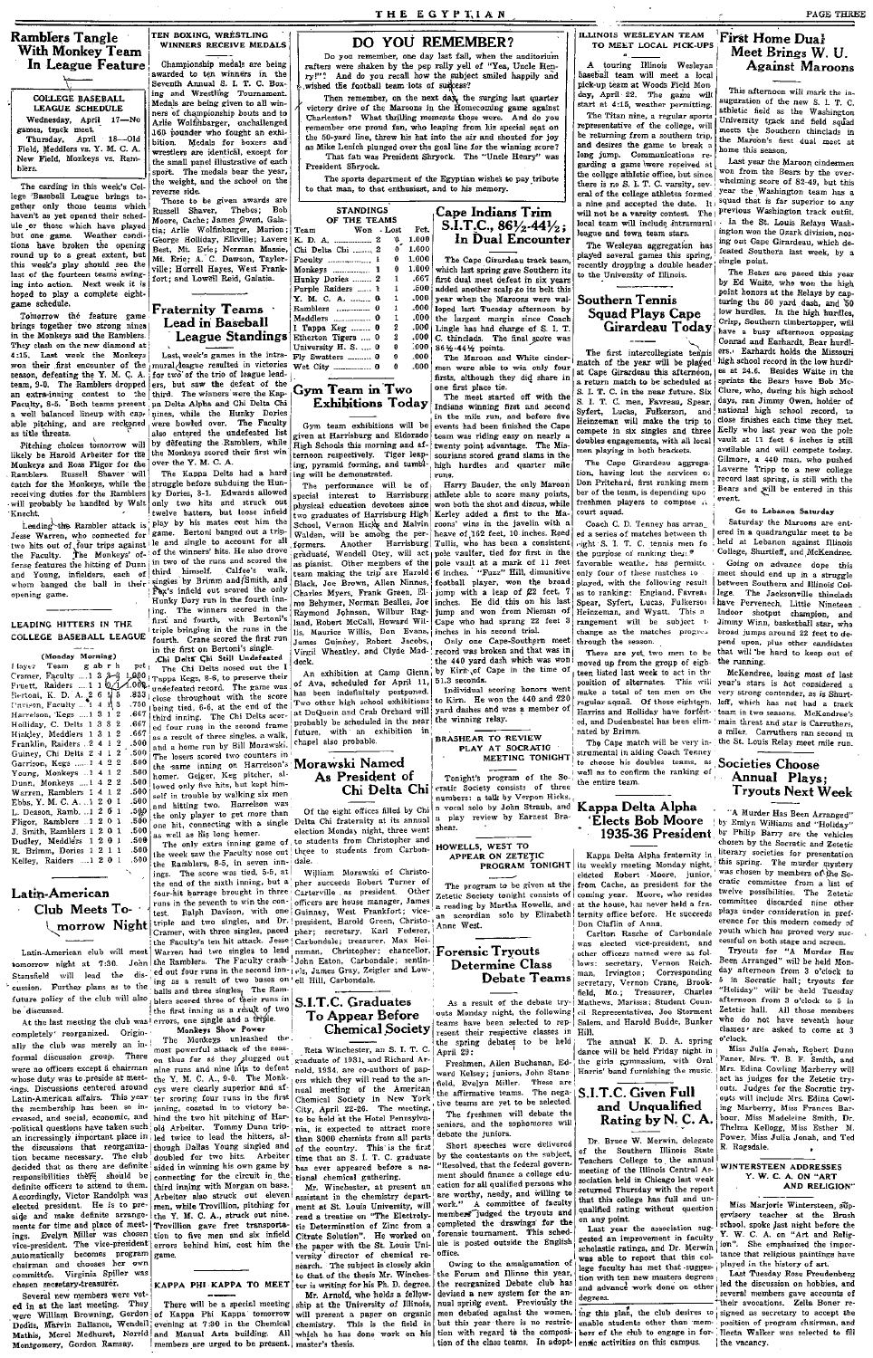## Ramblers Tangle With Monkey Team In League Feature

**COLLEGE BASEBALL LEAGUE SCHEDULE**

Wednesday, April 17—No games, track meet.

Thursday, April 18—Old Field, Meddlers vs. Y. M. C. A. New Field, Monkeys vs. Ramblers.

The carding in this week's College Baseball League brings together only those teams which haven't as yet opened their schedule or those which have played but one game. Weather conditions have broken the opening round up to a great extent, but this week's play should see the last of the fourteen teams swinging into action. Next week it is hoped to play a complete eight-game schedule.

Tomorrow the feature game brings together two strong nines in the Monkeys and the Ramblers. They clash on the new diamond at 4:15. Last week the Monkeys won their first encounter of the season, defeating the Y. M. C. A. team, 9-0. The Ramblers dropped an extra-inning contest to the Faculty, 8-5. Both teams present a well balanced lineup with capable pitching, and are reckoned as title threats.

Pitching choices tomorrow will likely be Harold Arbeiter for the Monkeys and Ross Fligor for the Ramblers. Russell Shaver will catch for the Monkeys, while the receiving duties for the Ramblers will probably be handled by Walt Knecht.

Leading the Rambler attack is Jesse Warren, who connected for two hits out of four trips against the Faculty. The Monkeys' offense features the hitting of Dunn and Young, infielders, each of whom banged the ball in their opening game.

**LEADING HITTERS IN THE COLLEGE BASEBALL LEAGUE**

(Monday Morning)

| Player | Team | g | ab | r | h | pct |
|---|---|---|---|---|---|---|
| Cramer, | Faculty | 1 | 3 | 3 | 3 | 1.000 |
| Pruett, | Raiders | 1 | 1 | 0 | 1 | 1.000 |
| Bertoni, | K. D. A. | 2 | 6 | 1 | 5 | .833 |
| Paulson, | Faculty | 1 | 4 | 1 | 3 | .750 |
| Harrelson, | Keggs | 1 | 3 | 1 | 2 | .667 |
| Holliday, | C. Delts | 1 | 3 | 2 | 2 | .667 |
| Hinkley, | Meddlers | 1 | 3 | 1 | 2 | .667 |
| Franklin, | Raiders | 2 | 4 | 1 | 2 | .500 |
| Guiney, | Chi Delts | 2 | 4 | 1 | 2 | .500 |
| Garrison, | Keggs | 1 | 4 | 2 | 2 | .500 |
| Young, | Monkeys | 1 | 4 | 1 | 2 | .500 |
| Dunn, | Monkeys | 1 | 4 | 2 | 2 | .500 |
| Warren, | Ramblers | 1 | 4 | 1 | 2 | .500 |
| Ebbs, | Y. M. C. A. | 1 | 2 | 0 | 1 | .500 |
| L. Deason, | Ramb. | 1 | 2 | 0 | 1 | .500 |
| Fligor, | Ramblers | 1 | 2 | 0 | 1 | .500 |
| J. Smith, | Ramblers | 1 | 2 | 0 | 1 | .500 |
| Dudley, | Meddlers | 1 | 2 | 0 | 1 | .500 |
| R. Brimm, | Dories | 1 | 2 | 1 | 1 | .500 |
| Kelley, | Raiders | 1 | 2 | 0 | 1 | .500 |

## Latin-American Club Meets Tomorrow Night

Latin-American club will meet tomorrow night at 7:30. John Stansfield will lead the discussion. Further plans as to the future policy of the club will also be discussed.

At the last meeting the club was completely reorganized. Originally the club was merely an informal discussion group. There were no officers except a chairman whose duty was to preside at meetings. Discussions centered around Latin-American affairs. This year the membership has been so increased, and social, economic, and political questions have taken such an increasingly important place in the discussions that reorganization became necessary. The club decided that as there are definite responsibilities there should be definite officers to attend to them. Accordingly, Victor Randolph was elected president. He is to preside and make definite arrangements for time and place of meetings. Evelyn Miller was chosen vice-president. The vice-president automatically becomes program chairman and chooses her own committee. Virginia Spiller was chosen secretary-treasurer.

Several new members were voted in at the last meeting. They were William Browning, Gordon Dodds, Marvin Ballance, Wendell Mathis, Merel Medhurst, Norrid Montgomery, Gordon Ramsay.

## TEN BOXING, WRESTLING WINNERS RECEIVE MEDALS

Championship medals are being awarded to ten winners in the Seventh Annual S. I. T. C. Boxing and Wrestling Tournament. Medals are being given to all winners of championship bouts and to Arlie Wolfinbarger, unchallenged 160 pounder who fought an exhibition. Medals for boxers and wrestlers are identical, except for the small panel illustrative of each sport. The medals bear the year, the weight, and the school on the reverse side.

Those to be given awards are Russell Shaver, Thebes; Bob Moore, Cache; James Owen, Galatia; Arlie Wolfinbarger, Marion; George Holliday, Elkville; Lavern Best, Mt. Erie; Norman Massie, Mt. Erie; A. C. Dawson, Taylorville; Horrell Hayes, West Frankfort; and Lowell Reid, Galatia.

## Fraternity Teams Lead in Baseball League Standings

Last week's games in the intramural league resulted in victories for two of the trio of league leaders, but saw the defeat of the third. The winners were the Kappa Delta Alpha and Chi Delta Chi nines, while the Hunky Dories were bowled over. The Faculty also entered the undefeated list by defeating the Ramblers, while the Monkeys scored their first win over the Y. M. C. A.

The Kappa Delts had a hard struggle before subduing the Hunky Dories, 3-1. Edwards allowed only two hits and struck out twelve batters, but loose infield play by his mates cost him the game. Bertoni banged out a triple and single to account for all of the winners' hits. He also drove in two of the runs and scored the third himself. Calfee's walk, singles by Brimm and Smith, and Fox's infield out scored the only Hunky Dory run in the fourth inning. The winners scored in the first and fourth, with Bertoni's triple bringing in the runs in the fourth. Crane scored the first run in the first on Bertoni's single.

**Chi Delts Still Undefeated**

The Chi Delts nosed out the I Tappa Kegs, 8-6, to preserve their undefeated record. The game was close throughout with the score being tied, 6-6, at the end of the third inning. The Chi Delts scored four runs in the second frame as a result of three singles, a walk, and a home run by Bill Morawski. The losers scored two counters in the same inning on Harrelson's homer. Geiger, Keg pitcher, allowed only five hits, but kept himself in trouble by walking six men and hitting two. Harrelson was the only player to get more than one hit, connecting with a single as well as his long homer.

The only extra inning game of the week saw the Faculty nose out the Ramblers, 8-5, in seven innings. The score was tied, 5-5, at the end of the sixth inning, but a four-hit barrage brought in three runs in the seventh to win the contest. Ralph Davison, with one triple and two singles, and Dr. Cramer, with three singles, paced the Faculty's ten hit attack. Jesse Warren had two singles to lead the Ramblers. The Faculty crashed out four runs in the second inning as a result of two bases on balls and three singles. The Ramblers scored three of their runs in the first inning as a result of two errors, one single and a triple.

**Monkeys Show Power**

The Monkeys unleashed the most powerful attack of the season thus far as they slugged out nine runs and nine hits to defeat the Y. M. C. A., 9-0. The Monkeys were clearly superior and after scoring four runs in the first inning, coasted in to victory behind the two hit pitching of Harold Arbeiter. Tommy Dunn tripled twice to lead the hitters, although Dallas Young singled and doubled for two hits. Arbeiter aided in winning his own game by smashing out a triple to drive in the third inning with Morgan on base. Arbeiter also struck out eleven men, while Trovillion, pitching for the Y. M. C. A., struck out nine. Trovillion gave free transportation to five men and six infield errors behind him, cost him the game.

## KAPPA PHI KAPPA TO MEET

There will be a special meeting of Kappa Phi Kappa tomorrow evening at 7:30 in the Chemical and Manual Arts building. All members are urged to be present.

## DO YOU REMEMBER?

Do you remember, one day last fall, when the auditorium rafters were shaken by the pep rally yell of "Yea, Uncle Henry!" And do you recall how the subject smiled happily and wished the football team lots of success?

Then remember, on the next day, the surging last quarter victory drive of the Maroons in the Homecoming game against Charleston? What thrilling moments those were. And do you remember one proud fan, who leaping from his special seat on the 50-yard line, threw his hat into the air and shouted for joy as Mike Lenich plunged over the goal line for the winning score?

That fan was President Shryock. The "Uncle Henry" was President Shryock.

The sports department of the Egyptian wishes to pay tribute to that man, to that enthusiast, and to his memory.

**STANDINGS OF THE TEAMS**

| Team | Won | Lost | Pct. |
|---|---|---|---|
| K. D. A. | 2 | 0 | 1.000 |
| Chi Delta Chi | 2 | 0 | 1.000 |
| Faculty | 1 | 0 | 1.000 |
| Monkeys | 1 | 0 | 1.000 |
| Hunky Dories | 2 | 1 | .667 |
| Purple Raiders | 1 | 1 | .500 |
| Y. M. C. A. | 0 | 1 | .000 |
| Ramblers | 0 | 1 | .000 |
| Meddlers | 0 | 1 | .000 |
| I Tappa Keg | 0 | 2 | .000 |
| Etherton Tigers | 0 | 2 | .000 |
| University H. S. | 0 | 0 | .000 |
| Fly Swatters | 0 | 0 | .000 |
| Wet City | 0 | 0 | .000 |

## Gym Team in Two Exhibitions Today

Gym team exhibitions will be given at Harrisburg and Eldorado High Schools this morning and afternoon respectively. Tiger leaping, pyramid forming, and tumbling will be demonstrated.

The performance will be of special interest to Harrisburg physical education devotees since two graduates of Harrisburg High School, Vernon Hicks and Malvin Walden, will be among the performers. Another Harrisburg graduate, Wendell Otey, will act as pianist. Other members of the team making the trip are Harold Black, Joe Brown, Allen Kinney, Charles Myers, Frank Green, Elmo Behymer, Norman Bealles, Joe Raymond Johnson, Wilbur Ragland, Robert McCall, Howard Willis, Maurice Willis, Ben Evans, James Guiney, Robert Jacobs, Virgil Wheatley, and Clyde Maddock.

An exhibition at Camp Glenn, of Ava, scheduled for April 11, has been indefinitely postponed. Two other high school exhibitions at DuQuoin and Crab Orchard will probably be scheduled in the near future, with an exhibition in chapel also probable.

## Morawski Named As President of Chi Delta Chi

Of the eight offices filled by Chi Delta Chi fraternity at its annual election Monday night, three went to students from Christopher and three to students from Carbondale.

William Morawski of Christopher succeeds Robert Turner of Carterville as president. Other officers are house manager, James Guinney, West Frankfort; vice-president, Harold Green, Christopher; secretary, Karl Federer, Carbondale; treasurer, Max Heimann, Christopher; chancellor, John Eaton, Carbondale; sentinels, James Gray, Zeigler and Lowell Hill, Carbondale.

## S.I.T.C. Graduates To Appear Before Chemical Society

Reta Winchester, an S. I. T. C. graduate of 1931, and Richard Arnold, 1934, are co-authors of papers which they will read to the annual meeting of the American Chemical Society in New York City, April 22-26. The meeting, to be held at the Hotel Pennsylvania, is expected to attract more than 3000 chemists from all parts of the country. This is the first time that an S. I. T. C. graduate has ever appeared before a national chemical gathering.

Mr. Winchester, at present an assistant in the chemistry department at St. Louis University, will read a treatise on "The Electrolytic Determination of Zinc from a Citrate Solution". He worked on the paper with the St. Louis University director of chemical research. The subject is closely akin to that of the thesis Mr. Winchester is writing for his Ph. D. degree.

Mr. Arnold, who holds a fellowship at the University of Illinois, will present a paper on organic chemistry. This is the field in which he has done work on his master's thesis.

## Cape Indians Trim S.I.T.C., 86½-44½; In Dual Encounter

The Cape Girardeau track team, which last spring gave Southern its first dual meet defeat in six years added another scalp to its belt this year when the Maroons were walloped last Tuesday afternoon by the largest margin since Coach Lingle has had charge of S. I. T. C. thinclads. The final score was 86½-44½ points.

The Maroon and White cindermen were able to win only four firsts, although they did share in one first place tie.

The meet started off with the Indians winning first and second in the mile run, and before five events had been finished the Cape team was riding easy on nearly a twenty point advantage. The Missourians scored grand slams in the high hurdles and quarter mile runs.

Harry Bauder, the only Maroon athlete able to score many points, won both the shot and discus, while Kerley added a first to the Maroons' wins in the javelin with a heave of 162 feet, 10 inches. Reed Tallis, who has been a consistent pole vaulter, tied for first in the pole vault at a mark of 11 feet 6 inches. "Fuzz" Hill, diminutive football player, won the broad jump with a leap of 22 feet, 7 inches. He did this on his last jump and won from Nieman of Cape who had sprung 22 feet 3 inches in his second trial.

Only one Cape-Southern meet record was broken and that was in the 440 yard dash which was won by Kirn of Cape in the time of 51.3 seconds.

Individual scoring honors went to Kirn. He won the 440 and 220 yard dashes and was a member of the winning relay.

### BRASHEAR TO REVIEW PLAY AT SOCRATIC MEETING TONIGHT

Tonight's program of the Socratic Society consists of three numbers: a talk by Vergon Hicks, a vocal solo by John Straub, and a play review by Earnest Brashear.

### HOWELLS, WEST TO APPEAR ON ZETETIC PROGRAM TONIGHT

The program to be given at the Zetetic Society tonight consists of a reading by Martha Howells, and an accordian solo by Elizabeth Anne West.

## Forensic Tryouts Determine Class Debate Teams

As a result of the debate tryouts Monday night, the following teams have been selected to represent their respective classes in the spring debates to be held April 23:

Freshmen, Allen Buchanan, Edward Kelsey; juniors, John Stansfield, Evelyn Miller. These are the affirmative teams. The negative teams are yet to be selected.

The freshmen will debate the seniors, and the sophomores will debate the juniors.

Short speeches were delivered by the contestants on the subject, "Resolved, that the federal government should finance a college education for all qualified persons who are worthy, needy, and willing to work." A committee of faculty members judged the tryouts and completed the drawings for the forensic tournament. This schedule is posted outside the English office.

Owing to the amalgamation of the Forum and Illinae this year, the reorganized Debate club has devised a new system for the annual spring event. Previously the men debated against the women, but this year there is no restriction with regard to the composition of the class teams. In adopting this plan, the club desires to enable students other than members of the club to engage in forensic activities on this campus.

## ILLINOIS WESLEYAN TEAM TO MEET LOCAL PICK-UPS

A touring Illinois Wesleyan baseball team will meet a local pick-up team at Woods Field Monday, April 22. The game will start at 4:15, weather permitting.

The Titan nine, a regular sports representative of the college, will be returning from a southern trip and desires the game to break a long jump. Communications regarding a game were received at the college athletic office, but since there is no S. I. T. C. varsity, several of the college athletes formed a nine and accepted the date. It will not be a varsity contest. The local team will include intramural league and town team stars.

The Wesleyan aggregation has played several games this spring, recently dropping a double header to the University of Illinois.

## Southern Tennis Squad Plays Cape Girardeau Today

The first intercollegiate tennis match of the year will be played at Cape Girardeau this afternoon, a return match to be scheduled at S. I. T. C. in the near future. Six S. I. T. C. men, Favreau, Spear, Syfert, Lucas, Fulkerson, and Heinzeman will make the trip to compete in six singles and three doubles engagements, with all local men playing in both brackets.

The Cape Girardeau aggregation, having lost the services of Don Prittchard, first ranking member of the team, is depending upon freshmen players to compose a court squad.

Coach C. D. Tenney has arranged a series of matches between the eight S. I. T. C. tennis men for the purpose of ranking them. Favorable weather has permitted only four of these matches to be played, with the following result as to ranking: England, Favreau, Spear, Syfert, Lucas, Fulkerson, Heinzeman, and Wyatt. This arrangement will be subject to change as the matches progress through the season.

There are yet two men to be moved up from the group of eighteen listed last week to act in the position of alternates. This will make a total of ten men on the regular squad. Of those eighteen, Harriss and Holliday have forfeited, and Dudenbostel has been eliminated by Brimm.

The Cape match will be very instrumental in aiding Coach Tenney to choose his doubles teams, as well as to confirm the ranking of the entire team.

## Kappa Delta Alpha Elects Bob Moore 1935-36 President

Kappa Delta Alpha fraternity in its weekly meeting Monday night, elected Robert Moore, junior, from Cache, as president for the coming year. Moore, who resides at the house, has never held a fraternity office before. He succeeds Don Claflin of Anna.

Carlton Rasche of Carbondale was elected vice-president, and other officers named were as follows: secretary, Vernon Reichman, Irvington; Corresponding secretary, Vernon Crane, Brookfield, Mo.; Treasurer, Charles Mathews, Marissa; Student Council Representatives, Joe Storment, Salem, and Harold Budde, Bunker Hill.

The annual K. D. A. spring dance will be held Friday night in the girls gymnasium, with Oral Harris' band furnishing the music.

## S.I.T.C. Given Full and Unqualified Rating By N. C. A.

Dr. Bruce W. Merwin, delegate of the Southern Illinois State Teachers College to the annual meeting of the Illinois Central Association held in Chicago last week returned Thursday with the report that this college has full and unqualified rating without question on any point.

Last year the association suggested an improvement in faculty scholastic ratings, and Dr. Merwin was able to report that this college faculty has met that suggestion with ten new masters degrees and advance work done on other degrees.

## First Home Dual Meet Brings W. U. Against Maroons

This afternoon will mark the inauguration of the new S. I. T. C. athletic field as the Washington University track and field squad meets the Southern thinclads in the Maroon's first dual meet at home this season.

Last year the Maroon cindermen won from the Bears by the overwhelming score of 82-49, but this year the Washington team has a squad that is far superior to any previous Washington track outfit.

In the St. Louis Relays Washington won the Ozark division, nosing out Cape Girardeau, which defeated Southern last week, by a single point.

The Bears are paced this year by Ed Waite, who won the high point honors at the Relays by capturing the 50 yard dash, and 50 low hurdles. In the high hurdles, Crisp, Southern timbertopper, will have a busy afternoon opposing Conrad and Earhardt, Bear hurdlers. Earhardt holds the Missouri high school record in the low hurdles at 24.6. Besides Waite in the sprints the Bears have Bob McClure, who, during his high school days, ran Jimmy Owen, holder of national high school record, to close finishes each time they met. Kelly who last year won the pole vault at 11 feet 6 inches is still available and will compete today. Gilmore, a 440 man, who pushed Laverne Tripp to a new college record last spring, is still with the Bears and will be entered in this event.

**Go to Lebanon Saturday**

Saturday the Maroons are entered in a quadrangular meet to be held at Lebanon against Illinois College, Shurtleff, and McKendree.

Going on advance dope this meet should end up in a struggle between Southern and Illinois College. The Jacksonville thinclads have Pervenech, Little Nineteen indoor shotput champion, and Jimmy Winn, basketball star, who broad jumps around 22 feet to depend upon, plus other candidates that will be hard to keep out of the running.

McKendree, losing most of last year's stars is not considered a very strong contender, as is Shurtleff, which has not had a track team in two seasons. McKendree's main threat and star is Carruthers, a miler. Carruthers ran second in the St. Louis Relay meet mile run.

## Societies Choose Annual Plays; Tryouts Next Week

"A Murder Has Been Arranged" by Emlyn Williams and "Holiday" by Philip Barry are the vehicles chosen by the Socratic and Zetetic literary societies for presentation this spring. The murder mystery was chosen by members of the Socratic committee from a list of twelve possibilities. The Zetetic committee discarded nine other plays under consideration in preference for this modern comedy of youth which has proved very successful on both stage and screen.

Tryouts for "A Murder Has Been Arranged" will be held Monday afternoon from 3 o'clock to 5 in Socratic hall; tryouts for "Holiday" will be held Tuesday afternoon from 3 o'clock to 5 in Zetetic hall. All those members who do not have seventh hour classes are asked to come at 3 o'clock.

Miss Julia Jonah, Robert Dunn Faner, Mrs. T. B. F. Smith, and Mrs. Edna Cowling Marberry will act as judges for the Zetetic tryouts. Judges for the Socratic tryouts will include Mrs. Edna Cowling Marberry, Miss Frances Barbour, Miss Madeleine Smith, Dr. Thelma Kellogg, Miss Esther M. Power, Miss Julia Jonah, and Ted R. Ragsdale.

### WINTERSTEEN ADDRESSES Y. W. C. A. ON "ART AND RELIGION"

Miss Marjorie Wintersteen, supervisory teacher at the Brush school, spoke last night before the Y. W. C. A. on "Art and Religion". She emphasized the importance that religious paintings have played in the history of art.

Last Tuesday Rose Freudenberg led the discussion on hobbies, and several members gave accounts of their avocations. Stella Stoner resigned as secretary to accept the position of program chairman, and Ileeta Walker was selected to fill the vacancy.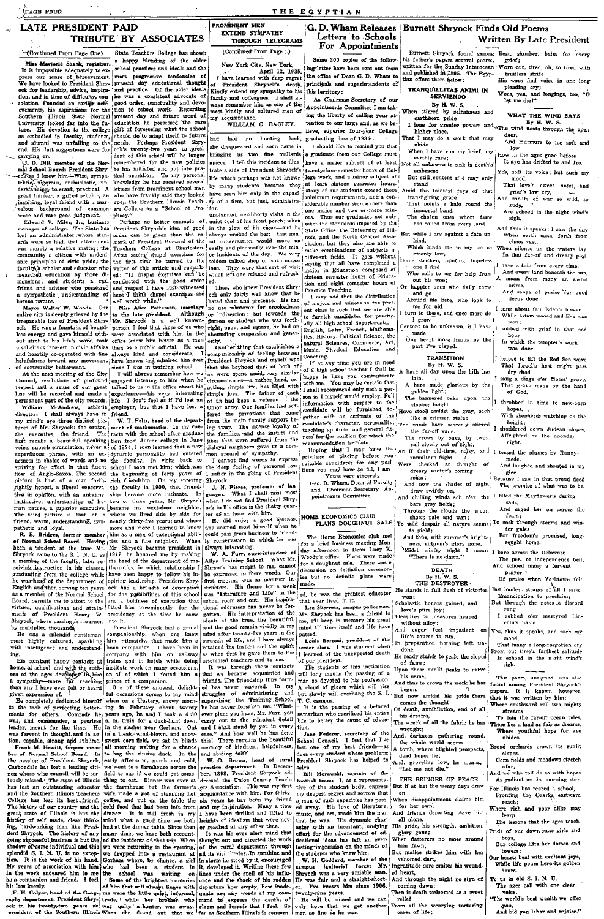## LATE PRESIDENT PAID TRIBUTE BY ASSOCIATES

(Continued From Page One)

**Miss Marjorie Shank, registrar.** It is impossible adequately to express our sense of bereavement. We have looked to President Shryock for leadership, advice, inspiration, and in time of difficulty, consolation. Founded on earlier achievements, his aspirations for the Southern Illinois State Normal University looked far into the future. His devotion to the college as embodied in faculty, students, and alumni was unfailing to the end. His last suggestions were for carrying on.

**J. D. Dill, member of the Normal School Board:** President Shryock as I knew him—Wise, sympathetic, vigorous, enthusiastic, understanding, tolerant, practical. A great thinker, a gifted scholar, an inspiring, loyal friend with a marvelous background of common sense and rare good judgment.

**Edward V. Miles, Jr., business manager of college.** The State has lost an administrator whose standards were so high that attainment was merely a relative matter; the community a citizen with undeniable principles of civic pride; the faculty a scholar and educator who measured education by three dimensions; and students a real friend and adviser who possessed a sympathetic understanding of human nature.

**Mayor Walter W. Woods.** Our entire city is deeply grieved by the irreparable loss of President Shryock. He was a fountain of boundless energy and gave himself without stint to his life's work, took a solicitous interest in civic affairs and heartily co-operated with fine helpfulness toward any movement of community betterment.

At the next meeting of the City Council, resolutions of profound respect and a sense of our great loss will be recorded and made a permanent part of the city records.

**William McAndrew, athletic director:** I shall always have in my mind's eye three distinct pictures of Mr. Shryock: the orator, the executive, the friend. The first recalls a beautiful speaking voice, superb enunciation, never a superfluous phrase, with an exactness in choice of words and no striving for effect in that fluent flow of Anglo-Saxon. The second picture is that of a man forthrightly honest, a liberal conservative in opinion, with an uncanny, instinctive, understanding of human nature, a superior executive. The third picture is that of a friend, warm, understanding, sympathetic and loyal.

**R. E. Bridges, former member of Normal School Board.** Having been a student at the time Mr. Shryock came to the S. I. N. U. as a member of the faculty, later receiving instruction in his classes, graduating from the college while he was head of the department of English and then serving ten years as a member of the Normal School Board, permits me to attest to the virtues, qualifications and attainments of President Henry W. Shryock, whose passing is mourned by multiplied thousands.

He was a splendid gentleman, most highly cultured, sparkling with intelligence and understanding.

His constant happy contacts at home, at school, and with the authors of the ages developed in him a sympathy—more far reaching than any I have ever felt or heard given expression of.

He completely dedicated himself to the task of perfecting betterments for others. Comrade he was, and commander, a peerless leader, meant for the time. He was fervent in thought, and in action, capable, strong and sublime.

**Frank M. Hewitt, former member of Normal School Board.** In the passing of President Shryock, Carbondale has lost a leading citizen whose wise council will be seriously missed. The state of Illinois has lost an outstanding educator and the Southern Illinois Teachers College has lost its best friend. The history of our country and the great state of Illinois is but the history of self made, clear thinking, hardworking men like President Shryock. The history of any going successful business is but the shadow of some individual and this splendid S. I. N. U. is no exception. It is the work of his hand. My years of association with him in the work endeared him to me as a companion and friend. I feel his loss keenly.

**F. H. Colyer, head of the Geography department:** President Shryock in his twenty-two years as president of the Southern Illinois State Teachers College has shown a happy blending of the older school practices and ideals and the most progressive tendencies of present day educational thought and practice. Of the older ideals he was a consistent advocate of good order, punctuality and devotion to school work. Regarding present day and future trend of education he possessed the rare gift of foreseeing what the school should do to adapt itself to future needs. Perhaps President Shryock's twenty-two years as president of this school will be longer remembered for the new policies he has initiated and put into practical operation. To my personal knowledge he has received several letters from prominent school men who have frankly said they looked upon the Southern Illinois Teachers College as a "School of Prophecy."

Perhaps no better example of President Shryock's idea of good order can be given than the remark of President Buzzard of the Teachers College at Charleston. After seeing chapel exercises for the first time he turned to the writer of this article and remarked: "If chapel exercises can be conducted with the good order and respect I have just witnessed here I think chapel exercises are well worth while."

**Miss Alice Patterson, secretary to the late president.** Although Mr. Shryock is a well known person, I feel that those of us who were associated with him in the office knew him better as a man than as a public official. He was always kind and considerate. I have known and admired him ever since I was in training school.

I will always remember how we talked to us in the office about his experiences—his very interesting life. I don't feel as if I'd lost an employer, but that I have lost a friend.

**W. T. Felts, head of the department of mathematics.** In my contacts with the school after graduation from Junior college in June of 1894, I soon learned that a new dynamic personality had entered the faculty. In visits back to school I soon met him; which was the beginning of forty years of rich friendship. On my entering the faculty in 1900, that friendship became more intimate. In two or three years, Mr. Shryock became my next-door neighbor, where we lived side by side for nearly thirty-five years; and where more and more I learned to know him as a man of exceptional abilities and a fine neighbor. When Mr. Shryock became president in 1912, he honored me by making me head of the department of mathematics, in which relationship I have been happy to follow his inspiring leadership. President Shryock had a breadth of conception for the possibilities of this school and a boldness of execution that fitted him preeminently for the presidency at the time he came into it.

President Shryock had a genial companionship, when one knew him intimately, that made him a boon companion. I have been in company with him on railway trains and in hotels while doing institute work on many occasions; on all of which I found him a prince of a companion.

One of these unusual, delightful occasions comes to my mind when on a blustery, snowy morning in February about twenty years ago, he and I took a 4:30 a. m. train for a duck-hunt down in the slashes near Gorham. Out in a bleak, wind-blown, and snow-swept corn-field, we sat in blinds all morning waiting for a chance to bag the elusive duck. In the early afternoon, numb and cold, we went to a farmhouse across the field to see if we could get something to eat. Dinner was over at the farmhouse but the farmer's wife made a pot of steaming hot coffee, and put on the table the cold food that had been left from dinner. It is still fresh in my mind what a good time we both had at the dinner table. Since then many times we have both recounted the incidents of that trip. When we were returning in the evening, we dropped into a restaurant at Gorham where, by chance, a girl who had been a student in the school was waiting on tables.

Some of the brightest memories of him that will always linger with me were the little quiet, informal, trade, while her brother, who was quite a hunter, was away. When she found out that we had had no hunting luck, she disappeared and soon came in bringing us two fine mallards apiece. I tell this incident to illustrate a side of President Shryock's life which perhaps was not known by many students because they have seen him only in the capacity of a firm, but just, administrator.

unplanned, neighborly visits in the quiet cool of his front porch; when in the glow of his cigar—and he always smoked the best—that genial conversation would move on easily and pleasantly over the minor incidents of the day. We very seldom talked shop on such occasions. They were that sort of visit which left one relaxed and refreshed.

Those who knew President Shryock only fairly well knew that he hated sham and pretense. He had no use whatever for crookedness or indirection; but towards the person or student who was forthright, open, and square, he had an abounding compassion and generosity.

Another thing that established a companionship of feeling between President Shryock and myself was that the boyhood days of both of us were spent amid very similar circumstances—a rather hard, exacting, simple life, but filled with simple joys. The father of each of us had been a veteran in the Union army. Our families had suffered the privations that come from the main family support being away. The intense loyalty of the families, and the insults and jibes that were suffered from the disloyal neighbors gave us a common ground of sympathy.

I cannot find words to express the deep feeling of personal loss I suffer in the going of President Shryock.

**J. M. Pierce, professor of languages.** What I shall miss most when I do not find President Shryock in his office is the chatty quarter of an hour with him.

He did enjoy a good listener, and seemed most himself when he could pass from business to friendly conversation in which he was always interesting.

**W. A. Furr, superintendent of Allyn Training School.** What Mr. Shryock has meant to me, cannot be expressed in mere words. Our first meeting was as institute instructors. His theme for a week was "Literature and Life" in the school room and out. His inspirational addresses can never be forgotten. His interpretation of the ideals of the true, the beautiful, and the good remain vividly in my mind after twenty-five years in the struggle of life, and I have always retained the insight and the uplift as when first he gave them to the assembled teachers and to me.

It was through these contacts that we became acquainted and friends. The friendship thus formed has never wavered. In my struggles of administering and supervising the Training School, he has never forsaken me. "Whatever plans you have, Mr. Furr, you carry out to the minutest detail and I shall stand by you in every case." And how well he has done this! There remains the beautiful memory of kindness, helpfulness, and abiding faith.

**W. O. Brown, head of rural practice department.** In December, 1898, President Shryock addressed the Union County Teachers Association. This was my first acquaintance with him. For thirty-six years he has been my friend and my inspiration. Many a time I have been thrilled and lifted to heights of idealism that were never reached at any other time.

It was his ever alert mind that thought out and directed the work of the rural department through all its vicissitudes. In sunshine and in storm he stood by it, encouraged it, developed it. Writing these few lines under the spell of his influence and the shock of his sudden departure how empty, how inadequate are any words at my command to express the depths of gloom and despair that I feel. So far as Southern Illinois is concern-

## PROMINENT MEN EXTEND SYMPATHY THROUGH TELEGRAMS

(Continued From Page 1)

New York City, New York,
April 12, 1935.

I have learned with deep regret of President Shryock's death. Kindly extend my sympathy to his family and colleagues. I shall always remember him as one of the most kindly and cultured men of my acquaintance.

WILLIAM C. BAGLEY.

## G. D. Wham Releases Letters to Schools For Appointments

Some 300 copies of the following letter have been sent out from the office of Dean G. D. Wham to principals and superintendents of this territory:

As Chairman-Secretary of our Appointments Committee I am taking the liberty of calling your attention to our large and, as we believe, superior four-year College graduating class of 1935.

I should like to remind you that a graduate from our College must have a major subject of at least twenty-four semester hours of College work, and a minor subject of at least sixteen semester hours. Many of our students exceed these minimum requirements, and a considerable number secure more than one major and two or more minors. Thus our graduates not only meet the standards imposed by the State Office, the University of Illinois, and the North Central Association, but they also are able to make combinations of subjects in different fields. It goes without saying that all have completed a major in Education composed of sixteen semester hours of Education and eight semester hours of Practice Teaching.

I may add that the distribution of majors and minors in the present class is such that we are able to furnish candidates for practically all high school departments, English, Latin, French, Mathematics, History, Political Science, the natural Sciences, Commerce, Art, Music, Physical Education and Coaching.

If at any time you are in need of a high school teacher I shall be happy to have you communicate with me. You may be certain that I shall recommend only such a person as I myself would employ. Full information with respect to the candidate will be furnished, together with an estimate of the candidate's character, personality, teaching aptitude, and general fitness for the position for which the recommendation is made.

Hoping that I may have the privilege of placing before you suitable candidates for any positions you may have to fill, I am

Yours very sincerely,
Geo. D. Wham, Dean of Faculty and Chairman-Secretary Appointments Committee.

## HOME ECONOMICS CLUB PLANS DOUGHNUT SALE

The Home Economics club met for a brief business meeting Monday afternoon in Dean Lucy K. Woody's office. Plans were made for a doughnut sale. There was a discussion on initiation ceremonies but no definite plans were made.

ed, he was the greatest educator that ever lived in it.

**Lee Shereer, campus policeman.** Mr. Shryock has been a friend to me, I'll keep in memory his great mind till time itself and life have passed.

**Louis Bertoni, president of the senior class.** I was stunned when I learned of the unexpected death of our president.

The students of this institution will long mourn the passing of a man so devoted to his profession. A cloud of gloom which will rise but slowly will overhang the S. I. T. C. campus.

It is the passing of a beloved samaritan who sacrificed his entire life to better the cause of education.

**Jane Federer, secretary of the School Council.** I feel that I've lost one of my best friends—as does every student whose problems President Shryock has helped to solve.

**Bill Morawski, captain of the football team:** I, as a representative of the student body, express my deepest regret and sorrow that a man of such capacities has passed away. His love of literature, music, and art, made him the man that he was. His dynamic character with an incessant, undying effort for the advancement of educational ideas has left an everlasting impression on the minds of the students who knew him.

**W. H. Goddard, member of the campus janitorial force:** Mr. Shryock was a very amiable man. He was fair and a straight-shooter. I've known him since 1906, twenty-nine years.

He will be missed and we can only hope that we get another man as fine as he was.

## Burnett Shryock Finds Old Poems Written By Late President

Burnett Shryock found among his father's papers several poems, written for the Sunday Intercean and published in 1895. The Egyptian offers them below:

### TRANQUILLITAS ANIMI IN SERVIENDO

By H. W. S.

When stirred by selfishness and earthborn pride
I long for greater powers and higher place,
That I may do a work that may abide
When I have run my brief, my earthly race;
Not all unknown to sink in death's embrace:
But still content if I may only stand
Amid the faintest rays of that transfig'ring grace
That points a halo round the immortal band,
The chosen ones whom fame has called from every land.

But while I cry against a fate unkind,
Which binds me to my lot so meanly low,
Some stricken, fainting, hopeless one I find
Who calls to me for help from out his woe;
Or happier ones who daily come and go
Around me here, who look to me for aid.
I turn to these, and once more do I grow
Content to be unknown, if I have made
One heart more happy by the part I've played.

### TRANSITION

By H. W. S.

A last glad day upon the hills has lain,
A haze made glorious by the golden light;
The bannered oaks upon the sloping height
Have stood amidst the gray, each like a crimson stain;
The winds have scarcely stirred the far-off vane.
The crows by ones, by twos sail slowly out of sight,
As if their old-time, noisy, and tumultuous flight
Were checked at thought of dreary winter's coming reign;
And now the shades of night draw swiftly on,
And chilling winds sob o'er the bare gray fields;
Through the clouds the moon shows pale and wan;
To wild despair all nature seems to yield;
And thus, with summer's brightness, autumn's glory gone,
'Midst wintry night I moan "There is no dawn."

### DEATH

By H. W. S.

THE DESTROYER

He stands in full flush of victories won;
Scholastic honors gained, and love's pure joy;
Pleasures on pleasures heaped without alloy;
And eager feet impatient on life's course to run,
In preparation nothing left undone,
He ready stands to scale the slopes of fame;
Upon these sunlit peaks to carve his name,
And thus to crown the work he has begun.

But now amidst his pride there comes the thought
Of death, annihilation, end of all his dreams,
The wreck of all the fabric he has wrought;
And, darkness gathering round, the whole world seems
A tomb, where blighted prospects, dead hopes lie;
And, groveling low, he moans, "Let me not die."

### THE BRINGER OF PEACE

But if at last the weary days draw on
When disappointment claims him for her own,
And friends departing leave him all alone,
His pride, his strength, ambition, glory gone;
When flatterers no more around him fawn,
But malice strikes him with her venomed dart,
Ingratitude sore smites his wounded heart,
And through the night no sign of coming dawn;
Then is death welcomed as a sweet relief
From all the wearying torturing cares of life;
Rest, slumber, balm for every grief;
Worn out, tired, oh, so tired with fruitless strife
His woes find voice in one long pleading cry;
Woes, yea, and longings, too, "O let me die!"

### WHAT THE WIND SAYS

By H. W. S.

The wind floats through the open door,
And murmurs to me soft and low;
How in the ages gone before
It aye has drifted to and fro.

Yes, soft its voice; but such my mood,
That love's sweet notes, and grief's low cry,
And shouts of war so wild, so rude,
Are echoed in the night wind's sigh.

And thus it speaks: I saw the day
When earth came forth from chaos vast,
When silence on the waters lay,
In that far-off and dreary past.

I have a tale from every time,
And every land beneath the sun,
A moan from many an awful crime,
And songs of praise for good deeds done.

I sang about fair Eden's bower
While Adam wooed and Eve was won;
I sobbed with grief in that sad hour
In which the tempter's work was done.

I helped to lift the Red Sea wave
That Israel's host might pass dry shod.
I sang a dirge o'er Moses' grave,
That grave made by the hand of God.

I throbbed in time to new-born hopes,
With shepherds watching on the height;
I shuddered down Judean slopes,
Affrighted by the noonday night.

I tossed the plumes by Runnymede,
And laughed and shouted in my glee
Because I saw in that proud deed
The promise of what was to be.

I filled the Mayflower's daring sails,
And urged her on across the foam;
To seek through storms and winter gales
For freedom's promised, long-sought home.

I bore across the Delaware
The peal of Independence bell,
And echoed many a fervent prayer
Of praise when Yorktown fell.

But loudest strains of all I sang
Emancipation to proclaim;
But through the notes a discord rang—
I sobbed o'er martyred Lincoln's name.

Yes, thus it speaks, and such my mood,
That many a long-forgotten cry
From out time's farthest solitude
Is echoed in the night wind's sigh.

This poem, unsigned, was also found among President Shryock's papers. It is known, however, that it was written by him:

Where southward roll two mighty streams
To join the far-off ocean tides,
There lies a land as fair as dreams,
Where youthful hope for aye abides.

Broad orchards crown its sunlit slopes,
Corn fields and meadows stretch afar;
And we who toil do so with hopes
As radiant as the morning star.

For Illinois has reared a school,
Fronting the Ozarks eastward reach;
Where rich and poor alike may learn
The lessons that the ages teach.

Pride of our down-state girls and boys,
Our college lifts her domes and towers;
Our hearts beat with exultant joys,
While life pours here its golden hours.

To us in old S. I. N. U.
The ages call with one clear voice,
"The world's best wealth we offer you,
And bid you labor and rejoice."